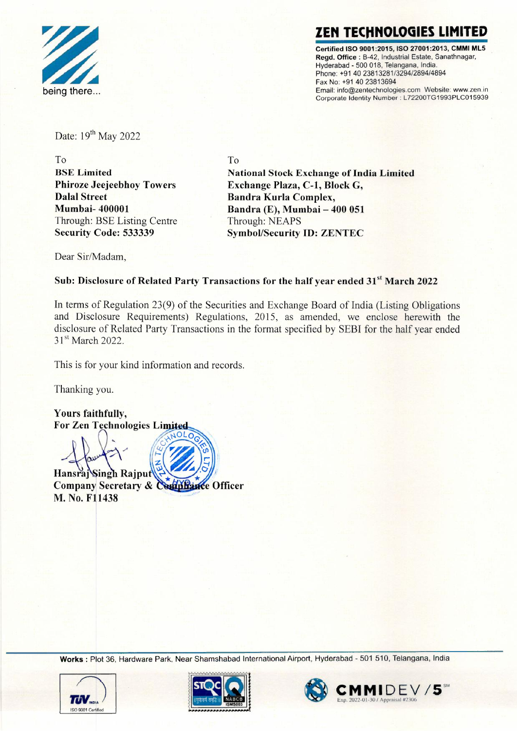## ZEN TECHNOLOGIES LIMITED

being there...

**Certified ISO 9001:2015, ISO 27001:2013, CMMI ML5**
**Regd. Office** : B-42, Industrial Estate, Sanathnagar, Hyderabad - 500 018, Telangana, India.
Phone: +91 40 23813281/3294/2894/4894
Fax No: +91 40 23813694
Email: info@zentechnologies.com Website: www.zen.in
Corporate Identity Number : L72200TG1993PLC015939

Date: 19th May 2022

To
**BSE Limited**
**Phiroze Jeejeebhoy Towers**
**Dalal Street**
**Mumbai- 400001**
Through: BSE Listing Centre
**Security Code: 533339**

To
**National Stock Exchange of India Limited**
**Exchange Plaza, C-1, Block G,**
**Bandra Kurla Complex,**
**Bandra (E), Mumbai – 400 051**
Through: NEAPS
**Symbol/Security ID: ZENTEC**

Dear Sir/Madam,

**Sub: Disclosure of Related Party Transactions for the half year ended 31st March 2022**

In terms of Regulation 23(9) of the Securities and Exchange Board of India (Listing Obligations and Disclosure Requirements) Regulations, 2015, as amended, we enclose herewith the disclosure of Related Party Transactions in the format specified by SEBI for the half year ended 31st March 2022.

This is for your kind information and records.

Thanking you.

**Yours faithfully,**
**For Zen Technologies Limited**

**Hansraj Singh Rajput**
**Company Secretary & Compliance Officer**
**M. No. F11438**

**Works** : Plot 36, Hardware Park, Near Shamshabad International Airport, Hyderabad - 501 510, Telangana, India

TÜV INDIA ISO 9001 Certified | STQC NABCB ISMS003 | CMMIDEV/5 Exp. 2022-01-30 / Appraisal #2306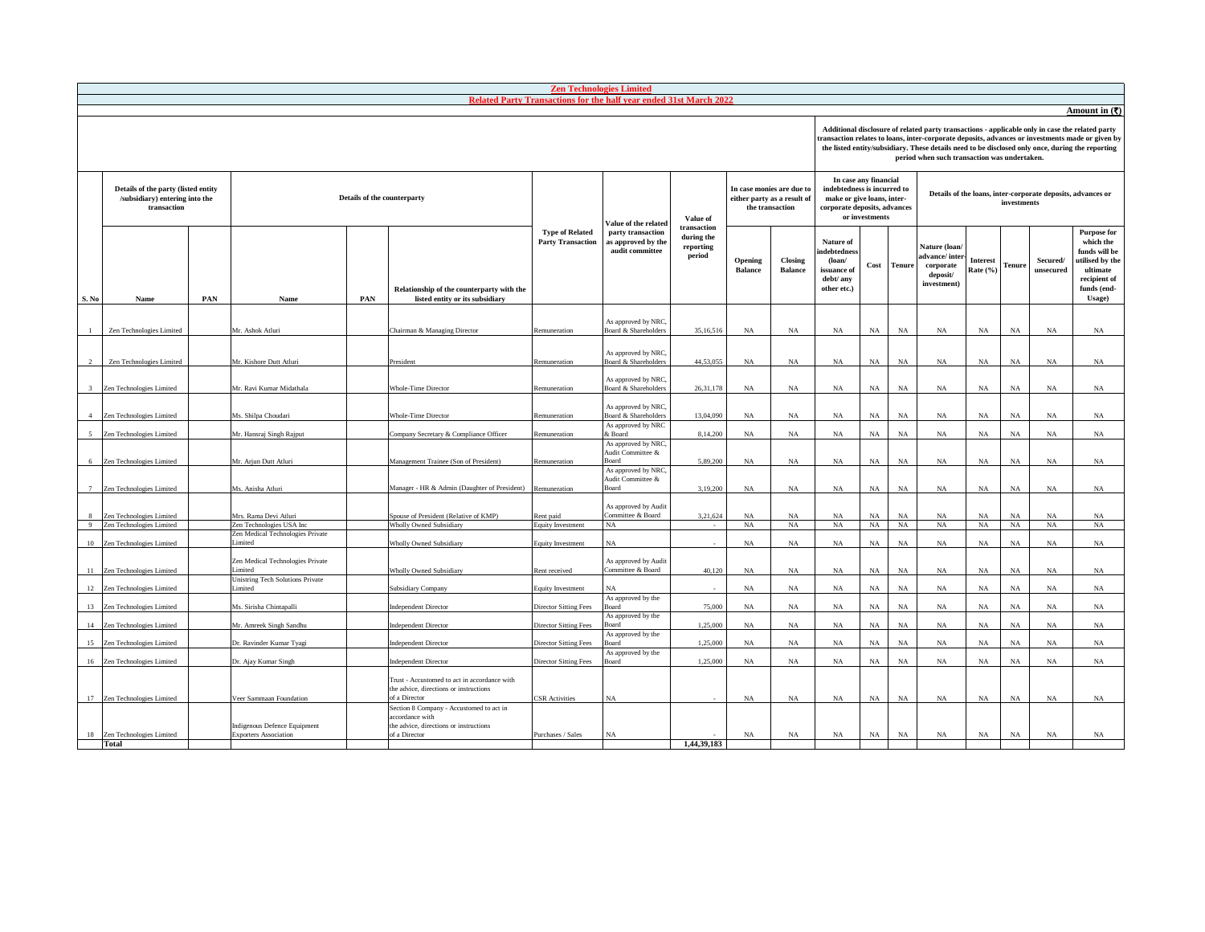# Zen Technologies Limited

## Related Party Transactions for the half year ended 31st March 2022

**Amount in (₹)**

| S. No | Details of the party (listed entity /subsidiary) entering into the transaction | | Details of the counterparty | | | Type of Related Party Transaction | Value of the related party transaction as approved by the audit committee | Value of transaction during the reporting period | In case monies are due to either party as a result of the transaction | | Additional disclosure of related party transactions - applicable only in case the related party transaction relates to loans, inter-corporate deposits, advances or investments made or given by the listed entity/subsidiary. These details need to be disclosed only once, during the reporting period when such transaction was undertaken. In case any financial indebtedness is incurred to make or give loans, inter-corporate deposits, advances or investments | | | Details of the loans, inter-corporate deposits, advances or investments | | | | |
|---|---|---|---|---|---|---|---|---|---|---|---|---|---|---|---|---|---|---|
| | Name | PAN | Name | PAN | Relationship of the counterparty with the listed entity or its subsidiary | | | | Opening Balance | Closing Balance | Nature of indebtedness (loan/ issuance of debt/ any other etc.) | Cost | Tenure | Nature (loan/ advance/ inter-corporate deposit/ investment) | Interest Rate (%) | Tenure | Secured/ unsecured | Purpose for which the funds will be utilised by the ultimate recipient of funds (end-Usage) |
| 1 | Zen Technologies Limited | | Mr. Ashok Atluri | | Chairman & Managing Director | Remuneration | As approved by NRC, Board & Shareholders | 35,16,516 | NA | NA | NA | NA | NA | NA | NA | NA | NA | NA |
| 2 | Zen Technologies Limited | | Mr. Kishore Dutt Atluri | | President | Remuneration | As approved by NRC, Board & Shareholders | 44,53,055 | NA | NA | NA | NA | NA | NA | NA | NA | NA | NA |
| 3 | Zen Technologies Limited | | Mr. Ravi Kumar Midathala | | Whole-Time Director | Remuneration | As approved by NRC, Board & Shareholders | 26,31,178 | NA | NA | NA | NA | NA | NA | NA | NA | NA | NA |
| 4 | Zen Technologies Limited | | Ms. Shilpa Choudari | | Whole-Time Director | Remuneration | As approved by NRC, Board & Shareholders | 13,04,090 | NA | NA | NA | NA | NA | NA | NA | NA | NA | NA |
| 5 | Zen Technologies Limited | | Mr. Hansraj Singh Rajput | | Company Secretary & Compliance Officer | Remuneration | As approved by NRC & Board | 8,14,200 | NA | NA | NA | NA | NA | NA | NA | NA | NA | NA |
| 6 | Zen Technologies Limited | | Mr. Arjun Dutt Atluri | | Management Trainee (Son of President) | Remuneration | As approved by NRC, Audit Committee & Board | 5,89,200 | NA | NA | NA | NA | NA | NA | NA | NA | NA | NA |
| 7 | Zen Technologies Limited | | Ms. Anisha Atluri | | Manager - HR & Admin (Daughter of President) | Remuneration | As approved by NRC, Audit Committee & Board | 3,19,200 | NA | NA | NA | NA | NA | NA | NA | NA | NA | NA |
| 8 | Zen Technologies Limited | | Mrs. Rama Devi Atluri | | Spouse of President (Relative of KMP) | Rent paid | As approved by Audit Committee & Board | 3,21,624 | NA | NA | NA | NA | NA | NA | NA | NA | NA | NA |
| 9 | Zen Technologies Limited | | Zen Technologies USA Inc | | Wholly Owned Subsidiary | Equity Investment | NA | - | NA | NA | NA | NA | NA | NA | NA | NA | NA | NA |
| 10 | Zen Technologies Limited | | Zen Medical Technologies Private Limited | | Wholly Owned Subsidiary | Equity Investment | NA | - | NA | NA | NA | NA | NA | NA | NA | NA | NA | NA |
| 11 | Zen Technologies Limited | | Zen Medical Technologies Private Limited | | Wholly Owned Subsidiary | Rent received | As approved by Audit Committee & Board | 40,120 | NA | NA | NA | NA | NA | NA | NA | NA | NA | NA |
| 12 | Zen Technologies Limited | | Unistring Tech Solutions Private Limited | | Subsidiary Company | Equity Investment | NA | - | NA | NA | NA | NA | NA | NA | NA | NA | NA | NA |
| 13 | Zen Technologies Limited | | Ms. Sirisha Chintapalli | | Independent Director | Director Sitting Fees | As approved by the Board | 75,000 | NA | NA | NA | NA | NA | NA | NA | NA | NA | NA |
| 14 | Zen Technologies Limited | | Mr. Amreek Singh Sandhu | | Independent Director | Director Sitting Fees | As approved by the Board | 1,25,000 | NA | NA | NA | NA | NA | NA | NA | NA | NA | NA |
| 15 | Zen Technologies Limited | | Dr. Ravinder Kumar Tyagi | | Independent Director | Director Sitting Fees | As approved by the Board | 1,25,000 | NA | NA | NA | NA | NA | NA | NA | NA | NA | NA |
| 16 | Zen Technologies Limited | | Dr. Ajay Kumar Singh | | Independent Director | Director Sitting Fees | As approved by the Board | 1,25,000 | NA | NA | NA | NA | NA | NA | NA | NA | NA | NA |
| 17 | Zen Technologies Limited | | Veer Sammaan Foundation | | Trust - Accustomed to act in accordance with the advice, directions or instructions of a Director | CSR Activities | NA | - | NA | NA | NA | NA | NA | NA | NA | NA | NA | NA |
| 18 | Zen Technologies Limited | | Indigenous Defence Equipment Exporters Association | | Section 8 Company - Accustomed to act in accordance with the advice, directions or instructions of a Director | Purchases / Sales | NA | - | NA | NA | NA | NA | NA | NA | NA | NA | NA | NA |
| | **Total** | | | | | | | **1,44,39,183** | | | | | | | | | | |